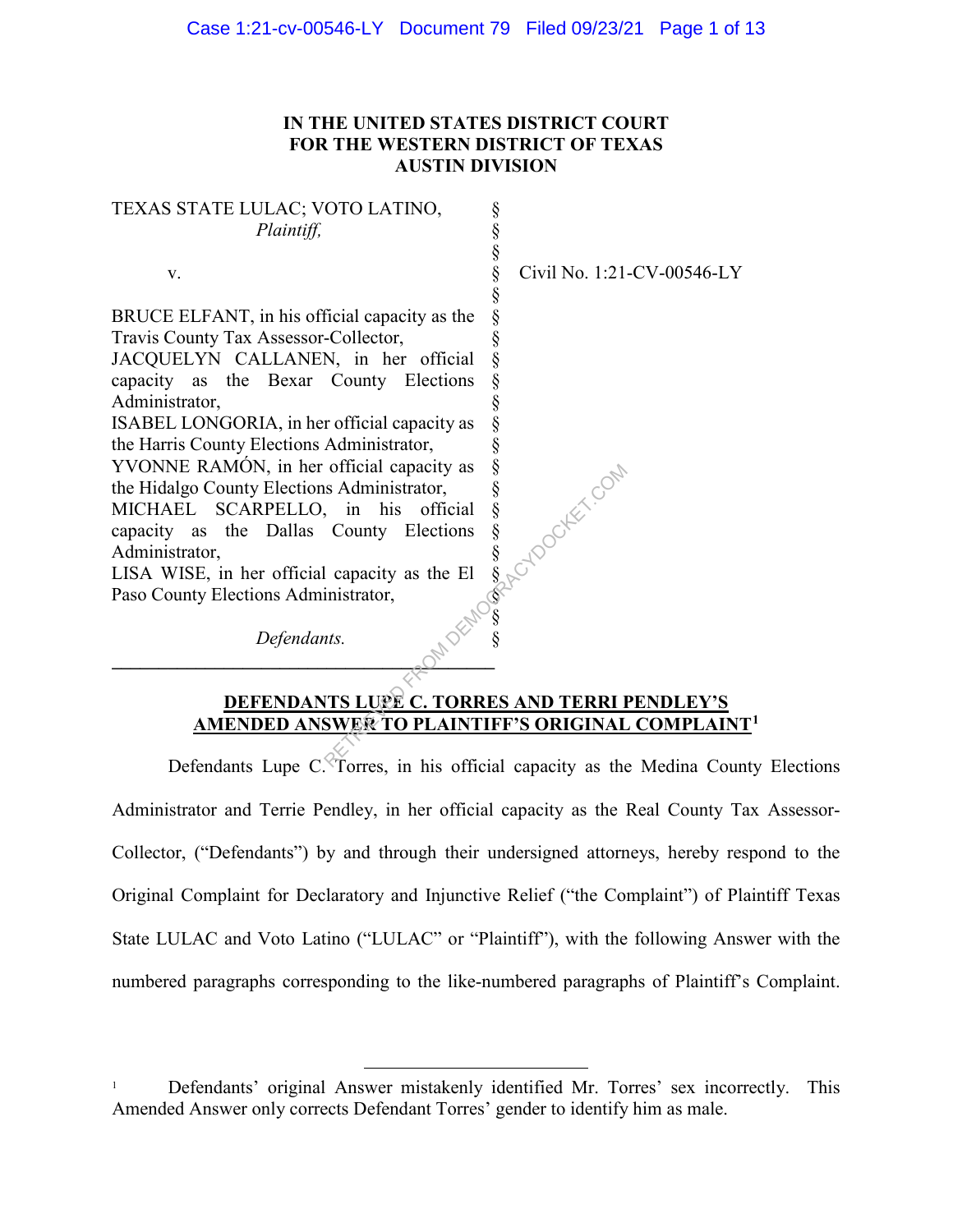**IN THE UNITED STATES DISTRICT COURT**
**FOR THE WESTERN DISTRICT OF TEXAS**
**AUSTIN DIVISION**

| | | |
|---|---|---|
| TEXAS STATE LULAC; VOTO LATINO, *Plaintiff,* | § | |
| v. | § | Civil No. 1:21-CV-00546-LY |
| BRUCE ELFANT, in his official capacity as the Travis County Tax Assessor-Collector, JACQUELYN CALLANEN, in her official capacity as the Bexar County Elections Administrator, ISABEL LONGORIA, in her official capacity as the Harris County Elections Administrator, YVONNE RAMÓN, in her official capacity as the Hidalgo County Elections Administrator, MICHAEL SCARPELLO, in his official capacity as the Dallas County Elections Administrator, LISA WISE, in her official capacity as the El Paso County Elections Administrator, | § | |
| *Defendants.* | § | |

**DEFENDANTS LUPE C. TORRES AND TERRI PENDLEY'S AMENDED ANSWER TO PLAINTIFF'S ORIGINAL COMPLAINT[1]**

Defendants Lupe C. Torres, in his official capacity as the Medina County Elections Administrator and Terrie Pendley, in her official capacity as the Real County Tax Assessor-Collector, ("Defendants") by and through their undersigned attorneys, hereby respond to the Original Complaint for Declaratory and Injunctive Relief ("the Complaint") of Plaintiff Texas State LULAC and Voto Latino ("LULAC" or "Plaintiff"), with the following Answer with the numbered paragraphs corresponding to the like-numbered paragraphs of Plaintiff's Complaint.

---

[1] Defendants' original Answer mistakenly identified Mr. Torres' sex incorrectly. This Amended Answer only corrects Defendant Torres' gender to identify him as male.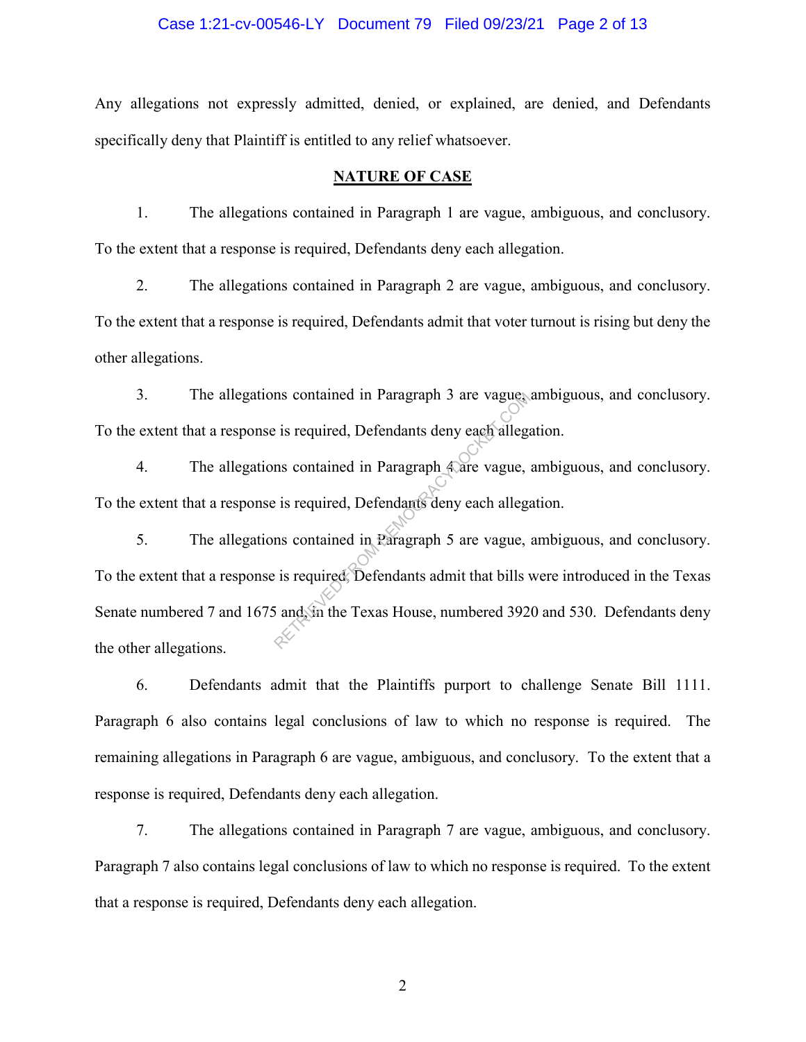Any allegations not expressly admitted, denied, or explained, are denied, and Defendants specifically deny that Plaintiff is entitled to any relief whatsoever.

## NATURE OF CASE

1. The allegations contained in Paragraph 1 are vague, ambiguous, and conclusory. To the extent that a response is required, Defendants deny each allegation.

2. The allegations contained in Paragraph 2 are vague, ambiguous, and conclusory. To the extent that a response is required, Defendants admit that voter turnout is rising but deny the other allegations.

3. The allegations contained in Paragraph 3 are vague, ambiguous, and conclusory. To the extent that a response is required, Defendants deny each allegation.

4. The allegations contained in Paragraph 4 are vague, ambiguous, and conclusory. To the extent that a response is required, Defendants deny each allegation.

5. The allegations contained in Paragraph 5 are vague, ambiguous, and conclusory. To the extent that a response is required, Defendants admit that bills were introduced in the Texas Senate numbered 7 and 1675 and in the Texas House, numbered 3920 and 530. Defendants deny the other allegations.

6. Defendants admit that the Plaintiffs purport to challenge Senate Bill 1111. Paragraph 6 also contains legal conclusions of law to which no response is required. The remaining allegations in Paragraph 6 are vague, ambiguous, and conclusory. To the extent that a response is required, Defendants deny each allegation.

7. The allegations contained in Paragraph 7 are vague, ambiguous, and conclusory. Paragraph 7 also contains legal conclusions of law to which no response is required. To the extent that a response is required, Defendants deny each allegation.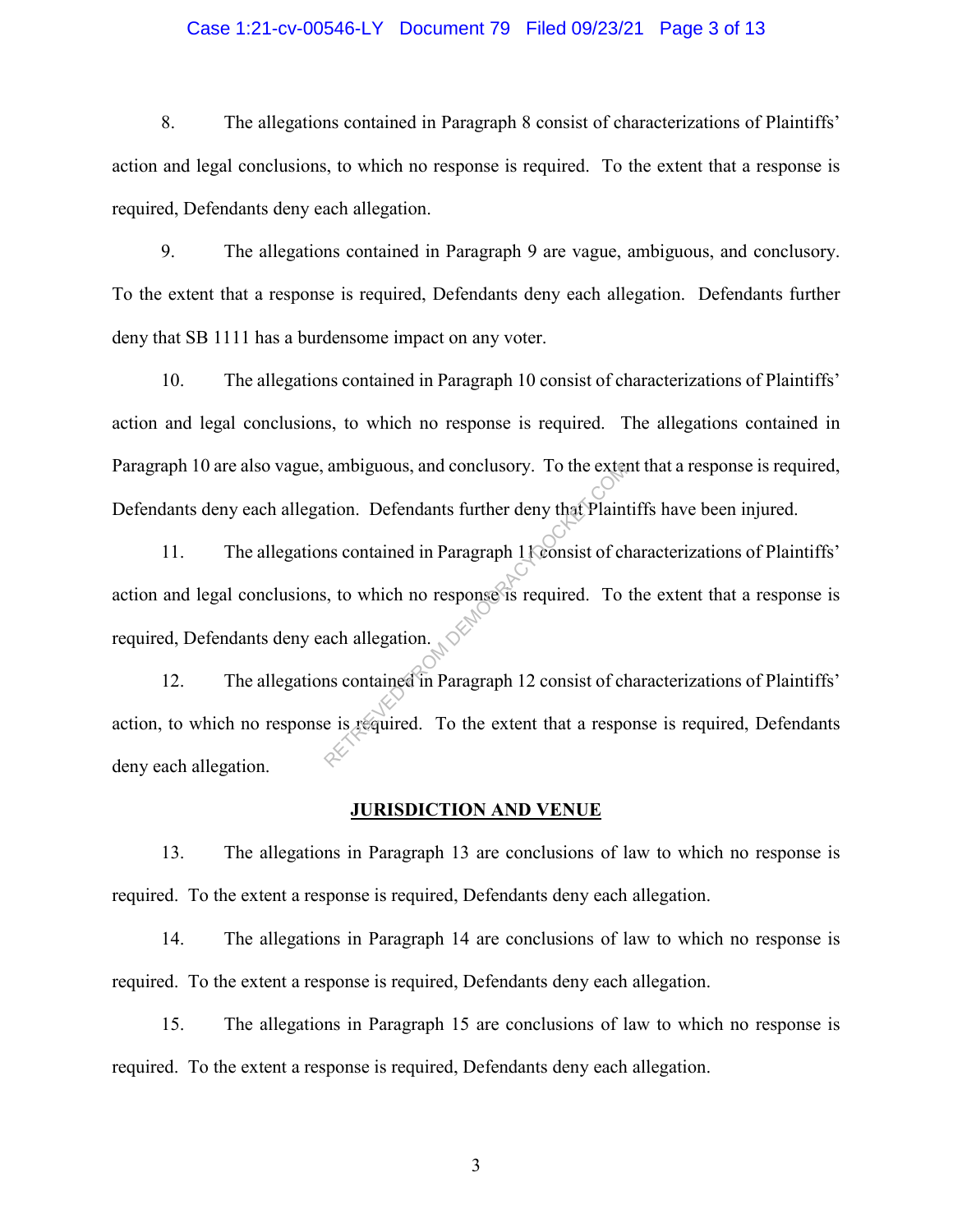8. The allegations contained in Paragraph 8 consist of characterizations of Plaintiffs' action and legal conclusions, to which no response is required. To the extent that a response is required, Defendants deny each allegation.

9. The allegations contained in Paragraph 9 are vague, ambiguous, and conclusory. To the extent that a response is required, Defendants deny each allegation. Defendants further deny that SB 1111 has a burdensome impact on any voter.

10. The allegations contained in Paragraph 10 consist of characterizations of Plaintiffs' action and legal conclusions, to which no response is required. The allegations contained in Paragraph 10 are also vague, ambiguous, and conclusory. To the extent that a response is required, Defendants deny each allegation. Defendants further deny that Plaintiffs have been injured.

11. The allegations contained in Paragraph 11 consist of characterizations of Plaintiffs' action and legal conclusions, to which no response is required. To the extent that a response is required, Defendants deny each allegation.

12. The allegations contained in Paragraph 12 consist of characterizations of Plaintiffs' action, to which no response is required. To the extent that a response is required, Defendants deny each allegation.

## JURISDICTION AND VENUE

13. The allegations in Paragraph 13 are conclusions of law to which no response is required. To the extent a response is required, Defendants deny each allegation.

14. The allegations in Paragraph 14 are conclusions of law to which no response is required. To the extent a response is required, Defendants deny each allegation.

15. The allegations in Paragraph 15 are conclusions of law to which no response is required. To the extent a response is required, Defendants deny each allegation.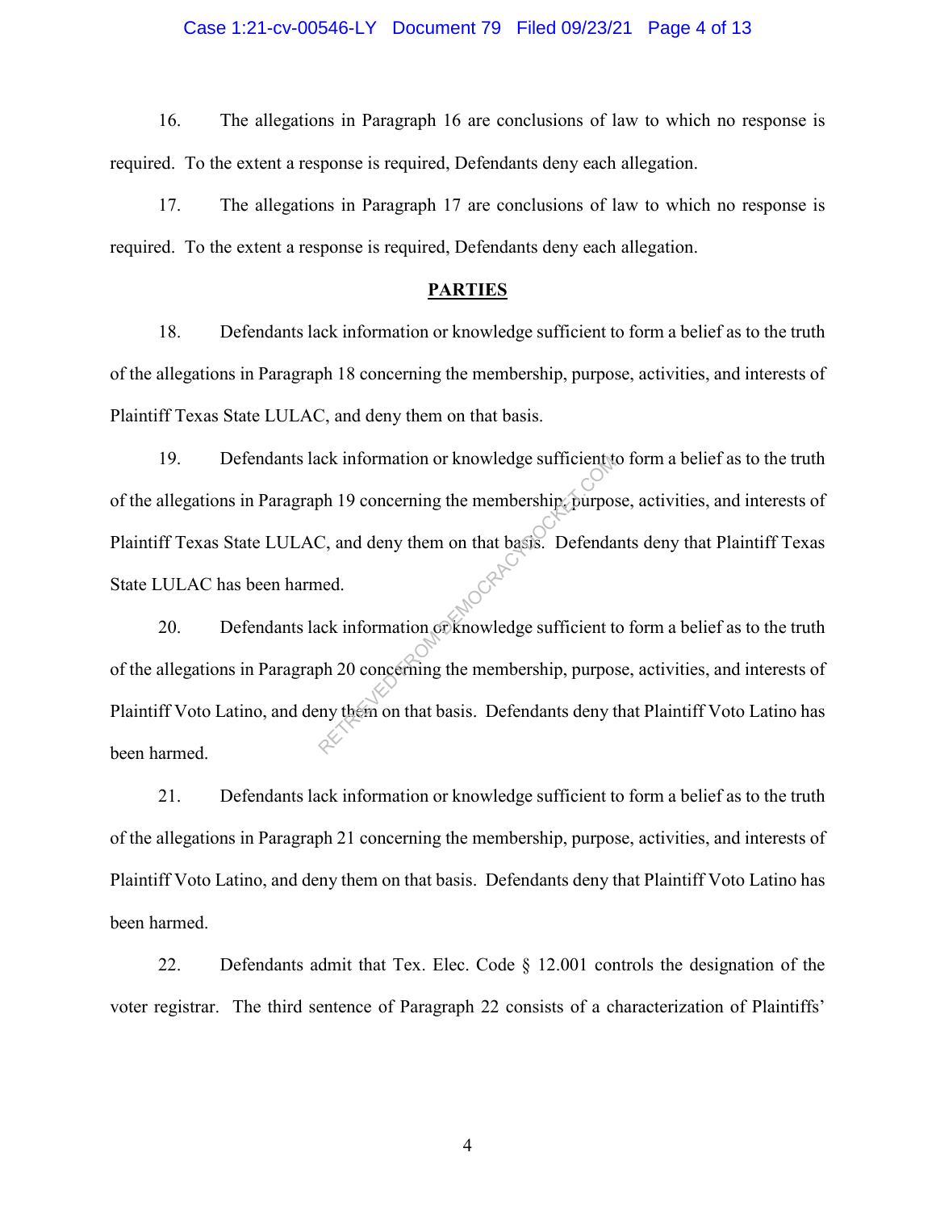16. The allegations in Paragraph 16 are conclusions of law to which no response is required. To the extent a response is required, Defendants deny each allegation.

17. The allegations in Paragraph 17 are conclusions of law to which no response is required. To the extent a response is required, Defendants deny each allegation.

## PARTIES

18. Defendants lack information or knowledge sufficient to form a belief as to the truth of the allegations in Paragraph 18 concerning the membership, purpose, activities, and interests of Plaintiff Texas State LULAC, and deny them on that basis.

19. Defendants lack information or knowledge sufficient to form a belief as to the truth of the allegations in Paragraph 19 concerning the membership, purpose, activities, and interests of Plaintiff Texas State LULAC, and deny them on that basis. Defendants deny that Plaintiff Texas State LULAC has been harmed.

20. Defendants lack information or knowledge sufficient to form a belief as to the truth of the allegations in Paragraph 20 concerning the membership, purpose, activities, and interests of Plaintiff Voto Latino, and deny them on that basis. Defendants deny that Plaintiff Voto Latino has been harmed.

21. Defendants lack information or knowledge sufficient to form a belief as to the truth of the allegations in Paragraph 21 concerning the membership, purpose, activities, and interests of Plaintiff Voto Latino, and deny them on that basis. Defendants deny that Plaintiff Voto Latino has been harmed.

22. Defendants admit that Tex. Elec. Code § 12.001 controls the designation of the voter registrar. The third sentence of Paragraph 22 consists of a characterization of Plaintiffs'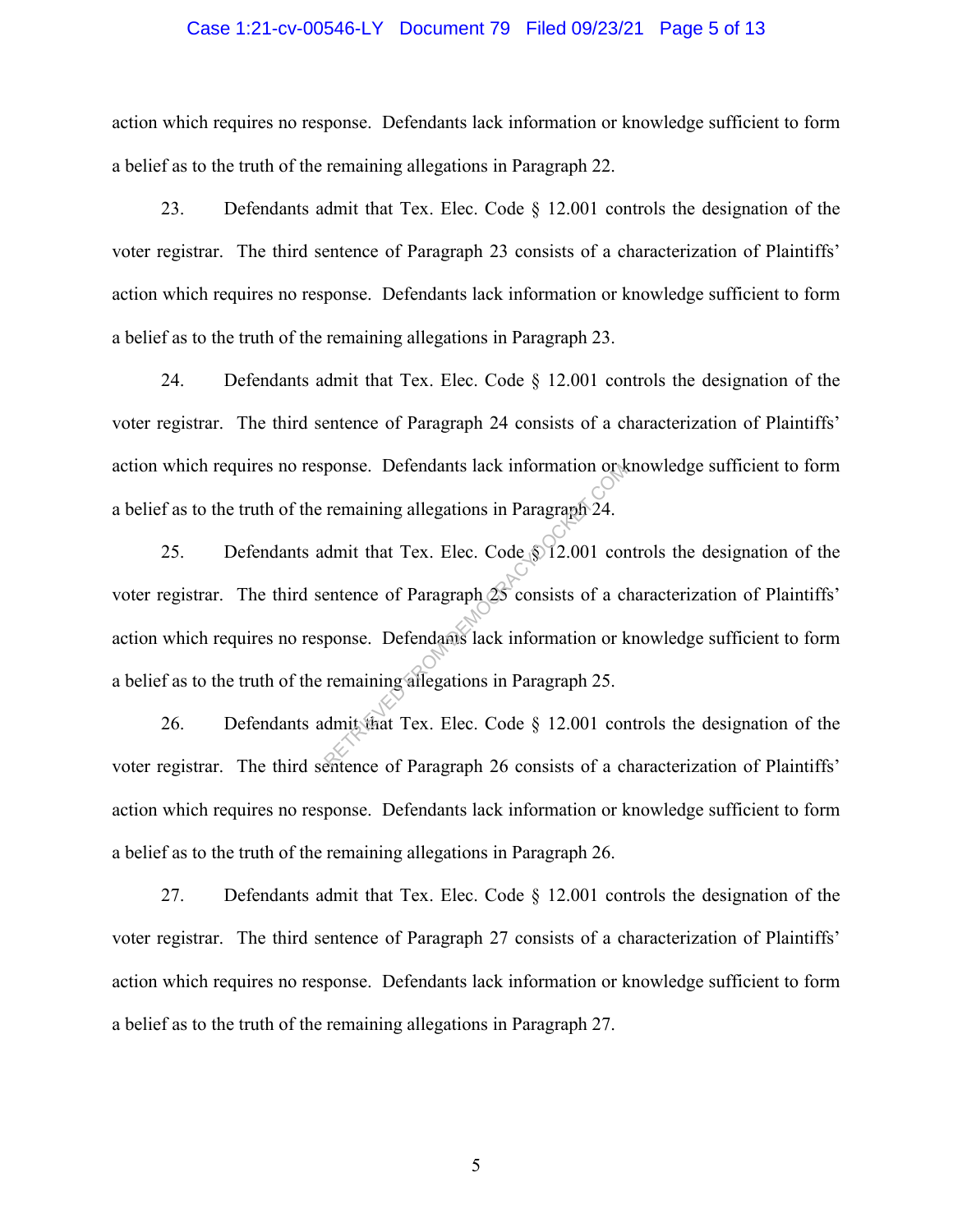action which requires no response. Defendants lack information or knowledge sufficient to form a belief as to the truth of the remaining allegations in Paragraph 22.

23. Defendants admit that Tex. Elec. Code § 12.001 controls the designation of the voter registrar. The third sentence of Paragraph 23 consists of a characterization of Plaintiffs' action which requires no response. Defendants lack information or knowledge sufficient to form a belief as to the truth of the remaining allegations in Paragraph 23.

24. Defendants admit that Tex. Elec. Code § 12.001 controls the designation of the voter registrar. The third sentence of Paragraph 24 consists of a characterization of Plaintiffs' action which requires no response. Defendants lack information or knowledge sufficient to form a belief as to the truth of the remaining allegations in Paragraph 24.

25. Defendants admit that Tex. Elec. Code § 12.001 controls the designation of the voter registrar. The third sentence of Paragraph 25 consists of a characterization of Plaintiffs' action which requires no response. Defendants lack information or knowledge sufficient to form a belief as to the truth of the remaining allegations in Paragraph 25.

26. Defendants admit that Tex. Elec. Code § 12.001 controls the designation of the voter registrar. The third sentence of Paragraph 26 consists of a characterization of Plaintiffs' action which requires no response. Defendants lack information or knowledge sufficient to form a belief as to the truth of the remaining allegations in Paragraph 26.

27. Defendants admit that Tex. Elec. Code § 12.001 controls the designation of the voter registrar. The third sentence of Paragraph 27 consists of a characterization of Plaintiffs' action which requires no response. Defendants lack information or knowledge sufficient to form a belief as to the truth of the remaining allegations in Paragraph 27.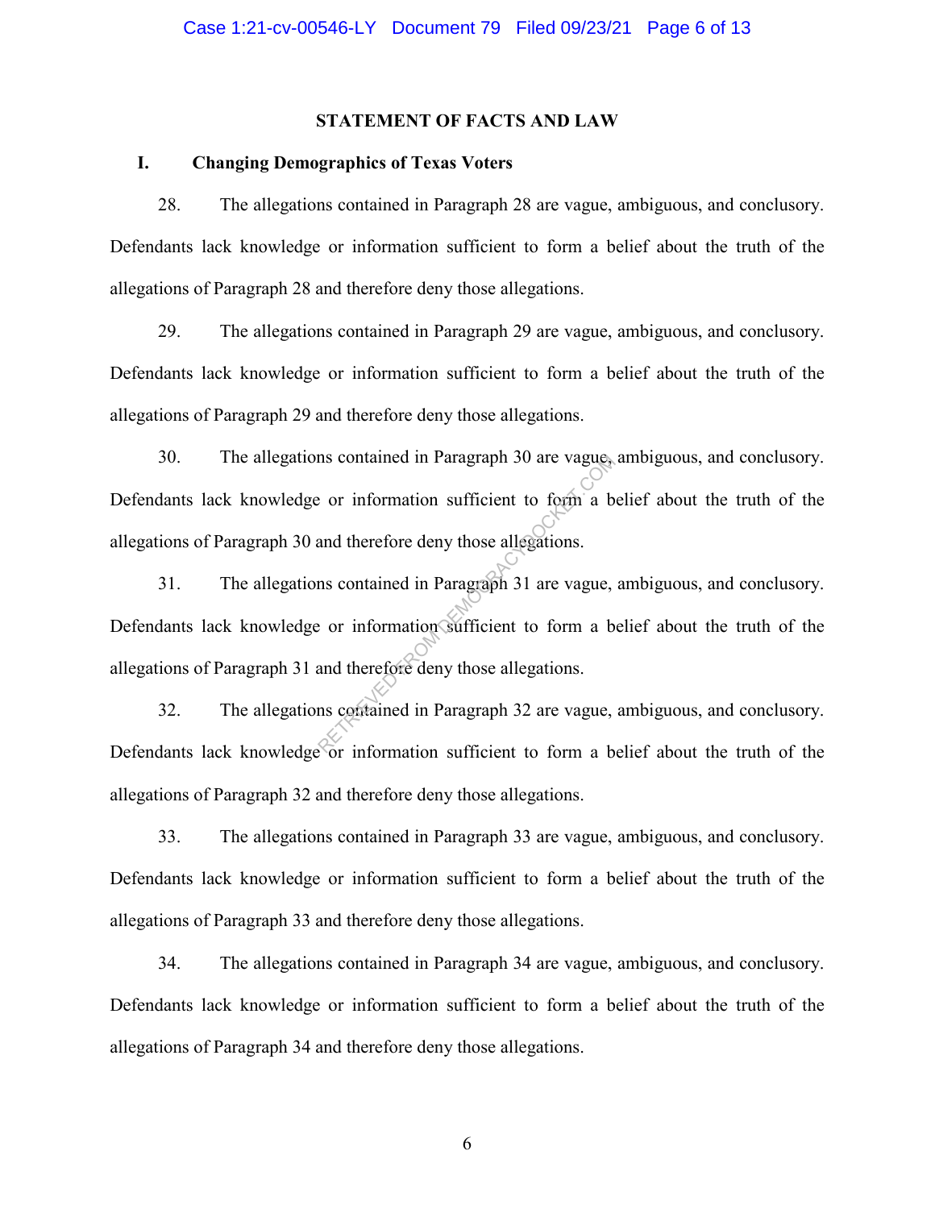## STATEMENT OF FACTS AND LAW

### I. Changing Demographics of Texas Voters

28. The allegations contained in Paragraph 28 are vague, ambiguous, and conclusory. Defendants lack knowledge or information sufficient to form a belief about the truth of the allegations of Paragraph 28 and therefore deny those allegations.

29. The allegations contained in Paragraph 29 are vague, ambiguous, and conclusory. Defendants lack knowledge or information sufficient to form a belief about the truth of the allegations of Paragraph 29 and therefore deny those allegations.

30. The allegations contained in Paragraph 30 are vague, ambiguous, and conclusory. Defendants lack knowledge or information sufficient to form a belief about the truth of the allegations of Paragraph 30 and therefore deny those allegations.

31. The allegations contained in Paragraph 31 are vague, ambiguous, and conclusory. Defendants lack knowledge or information sufficient to form a belief about the truth of the allegations of Paragraph 31 and therefore deny those allegations.

32. The allegations contained in Paragraph 32 are vague, ambiguous, and conclusory. Defendants lack knowledge or information sufficient to form a belief about the truth of the allegations of Paragraph 32 and therefore deny those allegations.

33. The allegations contained in Paragraph 33 are vague, ambiguous, and conclusory. Defendants lack knowledge or information sufficient to form a belief about the truth of the allegations of Paragraph 33 and therefore deny those allegations.

34. The allegations contained in Paragraph 34 are vague, ambiguous, and conclusory. Defendants lack knowledge or information sufficient to form a belief about the truth of the allegations of Paragraph 34 and therefore deny those allegations.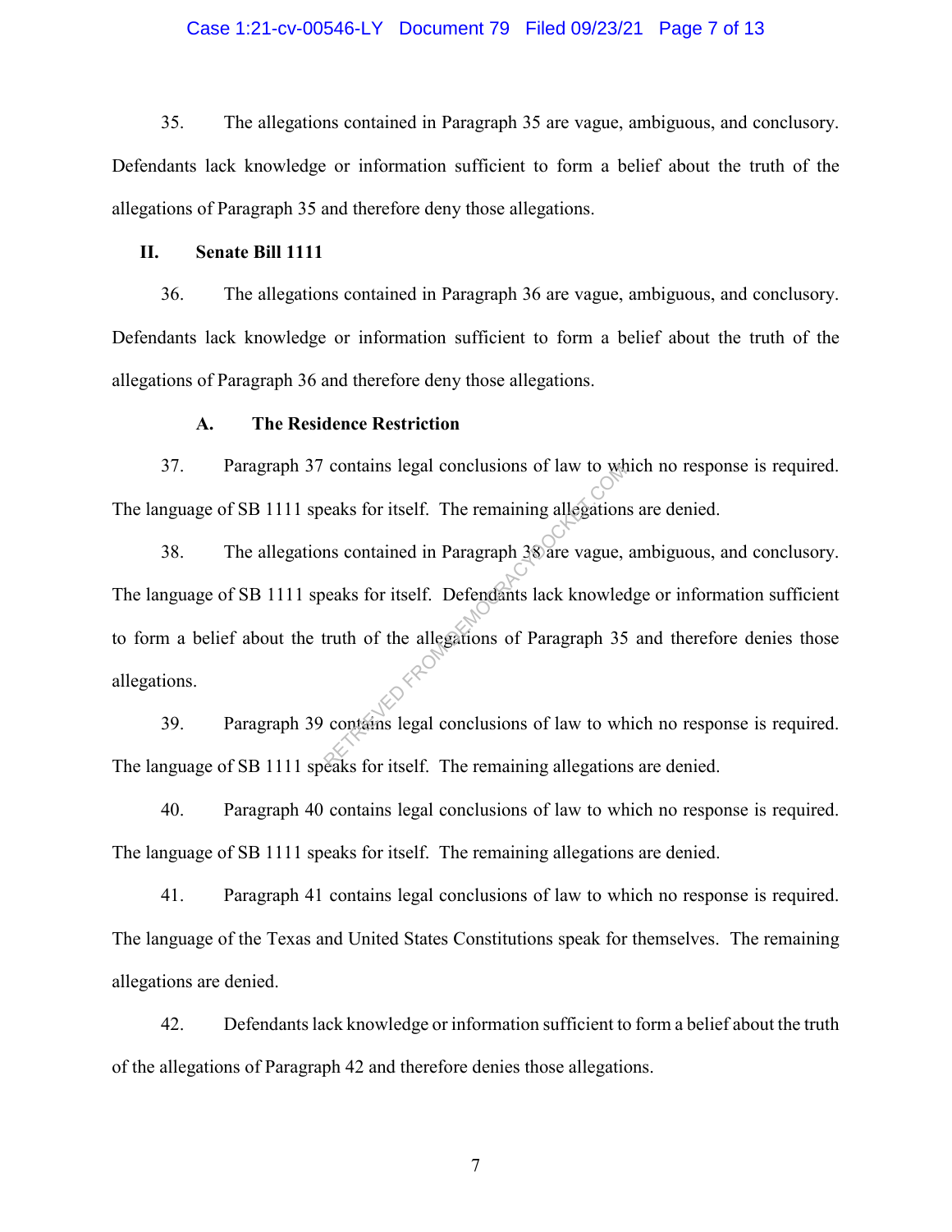35. The allegations contained in Paragraph 35 are vague, ambiguous, and conclusory. Defendants lack knowledge or information sufficient to form a belief about the truth of the allegations of Paragraph 35 and therefore deny those allegations.

## II. Senate Bill 1111

36. The allegations contained in Paragraph 36 are vague, ambiguous, and conclusory. Defendants lack knowledge or information sufficient to form a belief about the truth of the allegations of Paragraph 36 and therefore deny those allegations.

### A. The Residence Restriction

37. Paragraph 37 contains legal conclusions of law to which no response is required. The language of SB 1111 speaks for itself. The remaining allegations are denied.

38. The allegations contained in Paragraph 38 are vague, ambiguous, and conclusory. The language of SB 1111 speaks for itself. Defendants lack knowledge or information sufficient to form a belief about the truth of the allegations of Paragraph 35 and therefore denies those allegations.

39. Paragraph 39 contains legal conclusions of law to which no response is required. The language of SB 1111 speaks for itself. The remaining allegations are denied.

40. Paragraph 40 contains legal conclusions of law to which no response is required. The language of SB 1111 speaks for itself. The remaining allegations are denied.

41. Paragraph 41 contains legal conclusions of law to which no response is required. The language of the Texas and United States Constitutions speak for themselves. The remaining allegations are denied.

42. Defendants lack knowledge or information sufficient to form a belief about the truth of the allegations of Paragraph 42 and therefore denies those allegations.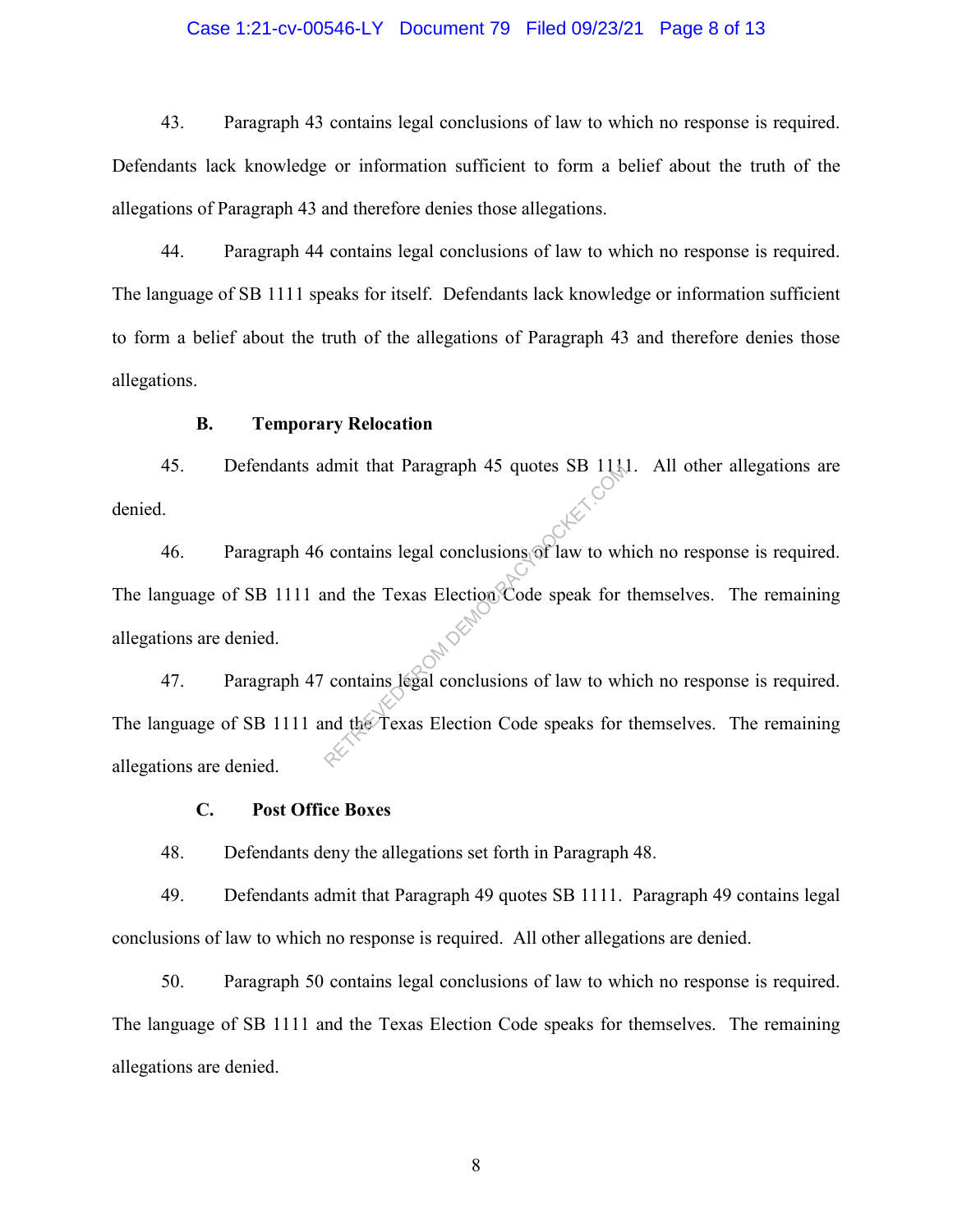43. Paragraph 43 contains legal conclusions of law to which no response is required. Defendants lack knowledge or information sufficient to form a belief about the truth of the allegations of Paragraph 43 and therefore denies those allegations.

44. Paragraph 44 contains legal conclusions of law to which no response is required. The language of SB 1111 speaks for itself. Defendants lack knowledge or information sufficient to form a belief about the truth of the allegations of Paragraph 43 and therefore denies those allegations.

### B. Temporary Relocation

45. Defendants admit that Paragraph 45 quotes SB 1111. All other allegations are denied.

46. Paragraph 46 contains legal conclusions of law to which no response is required. The language of SB 1111 and the Texas Election Code speak for themselves. The remaining allegations are denied.

47. Paragraph 47 contains legal conclusions of law to which no response is required. The language of SB 1111 and the Texas Election Code speaks for themselves. The remaining allegations are denied.

### C. Post Office Boxes

48. Defendants deny the allegations set forth in Paragraph 48.

49. Defendants admit that Paragraph 49 quotes SB 1111. Paragraph 49 contains legal conclusions of law to which no response is required. All other allegations are denied.

50. Paragraph 50 contains legal conclusions of law to which no response is required. The language of SB 1111 and the Texas Election Code speaks for themselves. The remaining allegations are denied.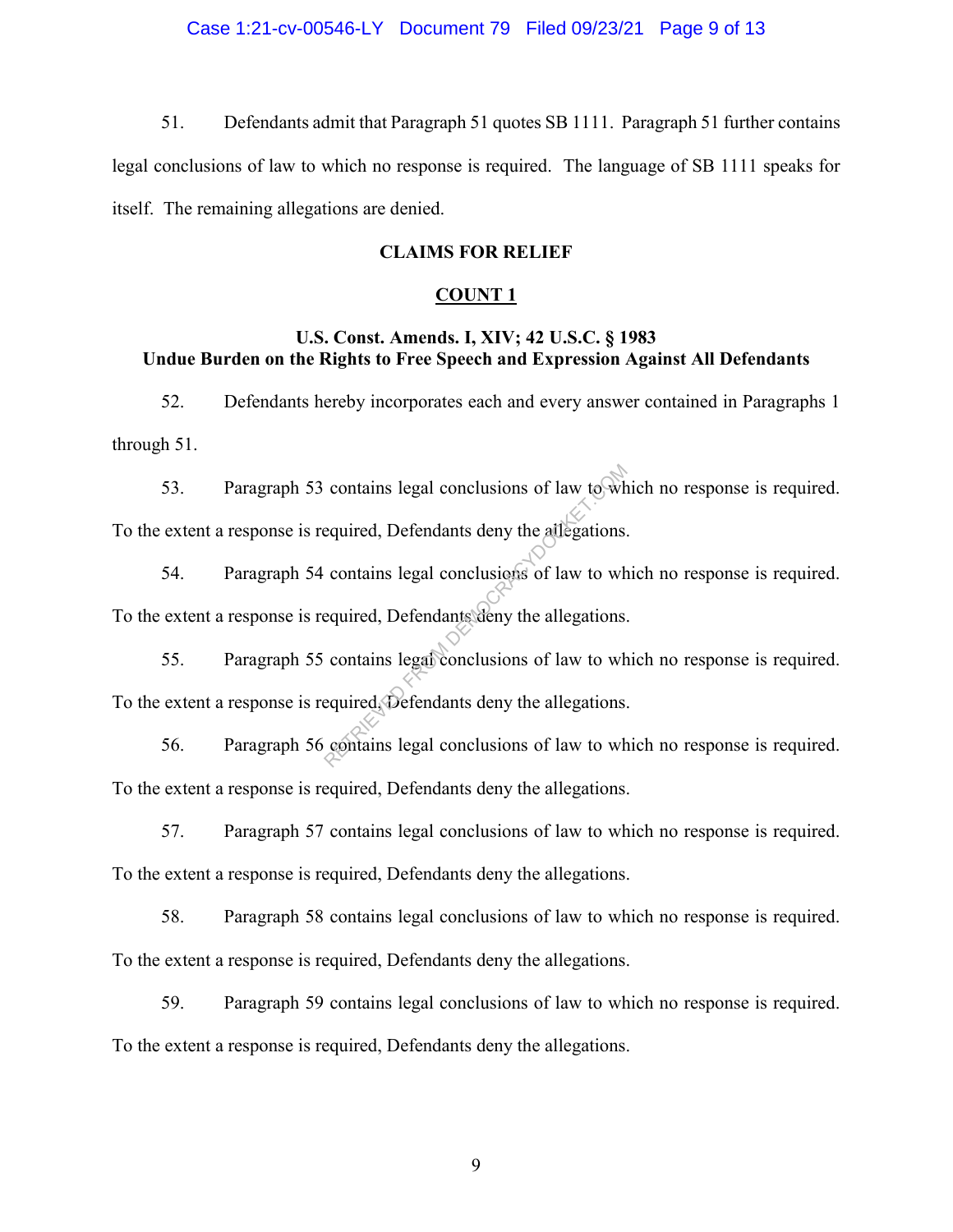51. Defendants admit that Paragraph 51 quotes SB 1111. Paragraph 51 further contains legal conclusions of law to which no response is required. The language of SB 1111 speaks for itself. The remaining allegations are denied.

**CLAIMS FOR RELIEF**

**COUNT 1**

**U.S. Const. Amends. I, XIV; 42 U.S.C. § 1983**
**Undue Burden on the Rights to Free Speech and Expression Against All Defendants**

52. Defendants hereby incorporates each and every answer contained in Paragraphs 1 through 51.

53. Paragraph 53 contains legal conclusions of law to which no response is required. To the extent a response is required, Defendants deny the allegations.

54. Paragraph 54 contains legal conclusions of law to which no response is required. To the extent a response is required, Defendants deny the allegations.

55. Paragraph 55 contains legal conclusions of law to which no response is required. To the extent a response is required, Defendants deny the allegations.

56. Paragraph 56 contains legal conclusions of law to which no response is required. To the extent a response is required, Defendants deny the allegations.

57. Paragraph 57 contains legal conclusions of law to which no response is required. To the extent a response is required, Defendants deny the allegations.

58. Paragraph 58 contains legal conclusions of law to which no response is required. To the extent a response is required, Defendants deny the allegations.

59. Paragraph 59 contains legal conclusions of law to which no response is required. To the extent a response is required, Defendants deny the allegations.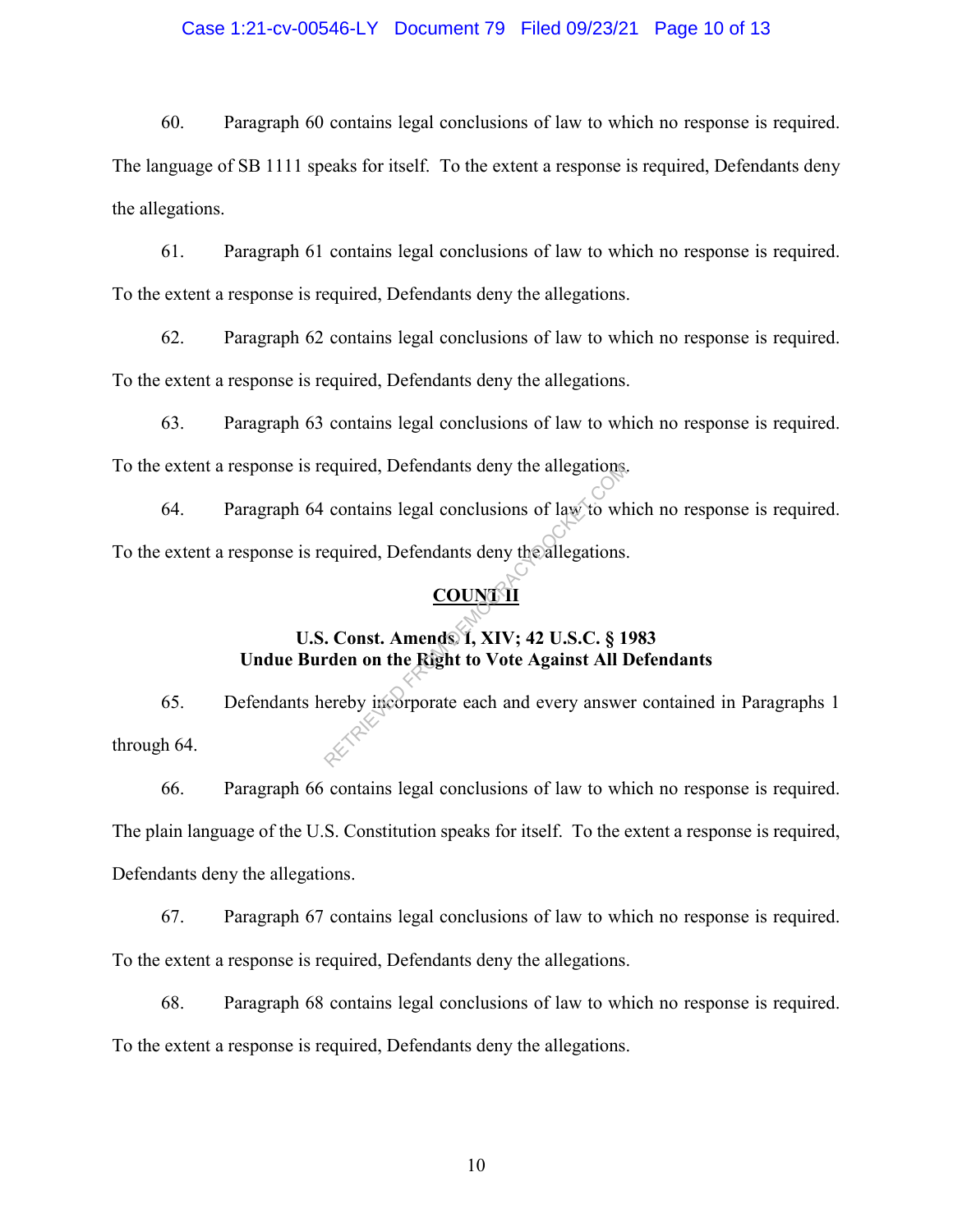60. Paragraph 60 contains legal conclusions of law to which no response is required. The language of SB 1111 speaks for itself. To the extent a response is required, Defendants deny the allegations.

61. Paragraph 61 contains legal conclusions of law to which no response is required. To the extent a response is required, Defendants deny the allegations.

62. Paragraph 62 contains legal conclusions of law to which no response is required. To the extent a response is required, Defendants deny the allegations.

63. Paragraph 63 contains legal conclusions of law to which no response is required. To the extent a response is required, Defendants deny the allegations.

64. Paragraph 64 contains legal conclusions of law to which no response is required. To the extent a response is required, Defendants deny the allegations.

**COUNT II**

**U.S. Const. Amends. I, XIV; 42 U.S.C. § 1983**
**Undue Burden on the Right to Vote Against All Defendants**

65. Defendants hereby incorporate each and every answer contained in Paragraphs 1 through 64.

66. Paragraph 66 contains legal conclusions of law to which no response is required. The plain language of the U.S. Constitution speaks for itself. To the extent a response is required, Defendants deny the allegations.

67. Paragraph 67 contains legal conclusions of law to which no response is required. To the extent a response is required, Defendants deny the allegations.

68. Paragraph 68 contains legal conclusions of law to which no response is required. To the extent a response is required, Defendants deny the allegations.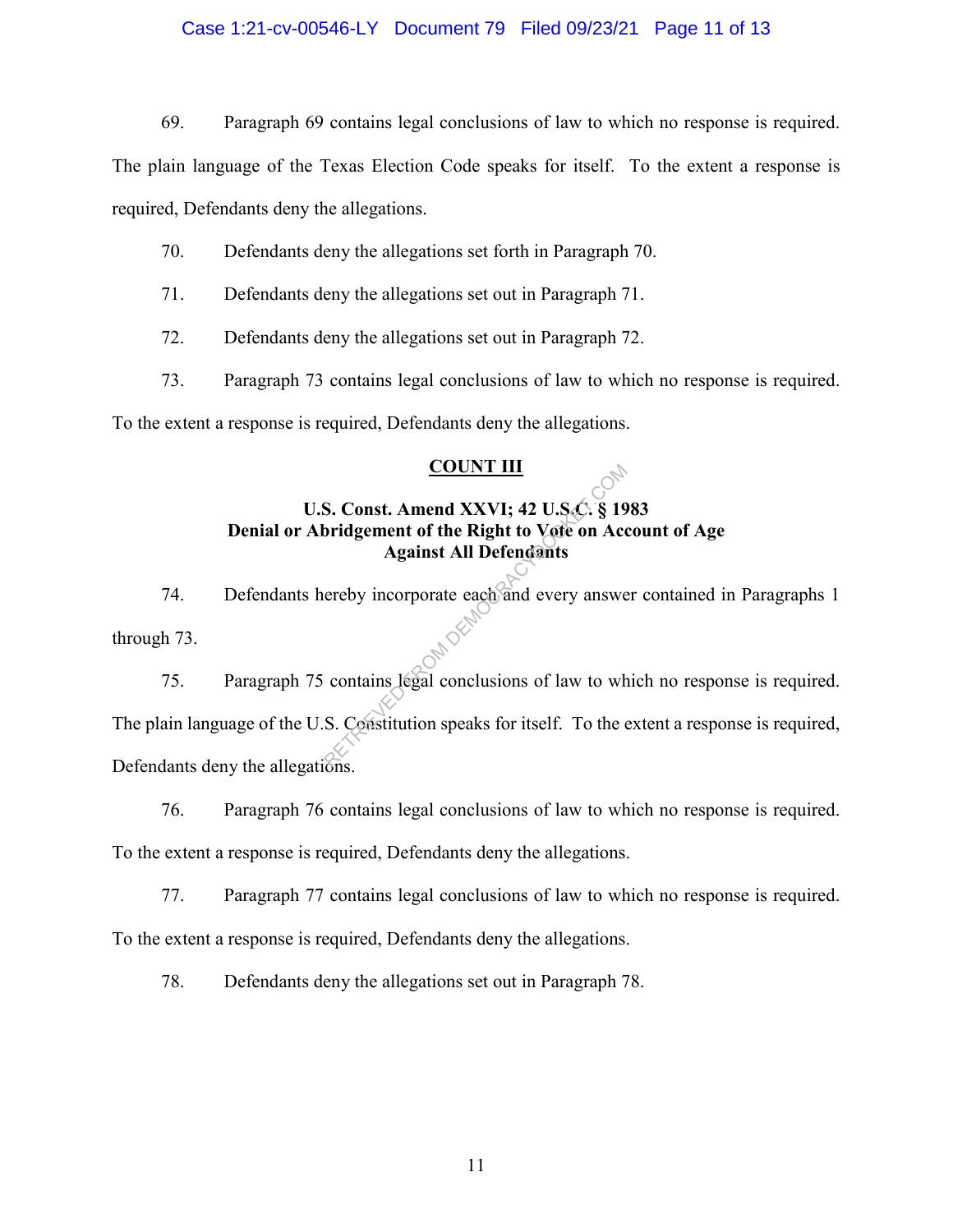69. Paragraph 69 contains legal conclusions of law to which no response is required. The plain language of the Texas Election Code speaks for itself. To the extent a response is required, Defendants deny the allegations.

70. Defendants deny the allegations set forth in Paragraph 70.

71. Defendants deny the allegations set out in Paragraph 71.

72. Defendants deny the allegations set out in Paragraph 72.

73. Paragraph 73 contains legal conclusions of law to which no response is required. To the extent a response is required, Defendants deny the allegations.

## COUNT III

### U.S. Const. Amend XXVI; 42 U.S.C. § 1983
### Denial or Abridgement of the Right to Vote on Account of Age
### Against All Defendants

74. Defendants hereby incorporate each and every answer contained in Paragraphs 1 through 73.

75. Paragraph 75 contains legal conclusions of law to which no response is required. The plain language of the U.S. Constitution speaks for itself. To the extent a response is required, Defendants deny the allegations.

76. Paragraph 76 contains legal conclusions of law to which no response is required. To the extent a response is required, Defendants deny the allegations.

77. Paragraph 77 contains legal conclusions of law to which no response is required. To the extent a response is required, Defendants deny the allegations.

78. Defendants deny the allegations set out in Paragraph 78.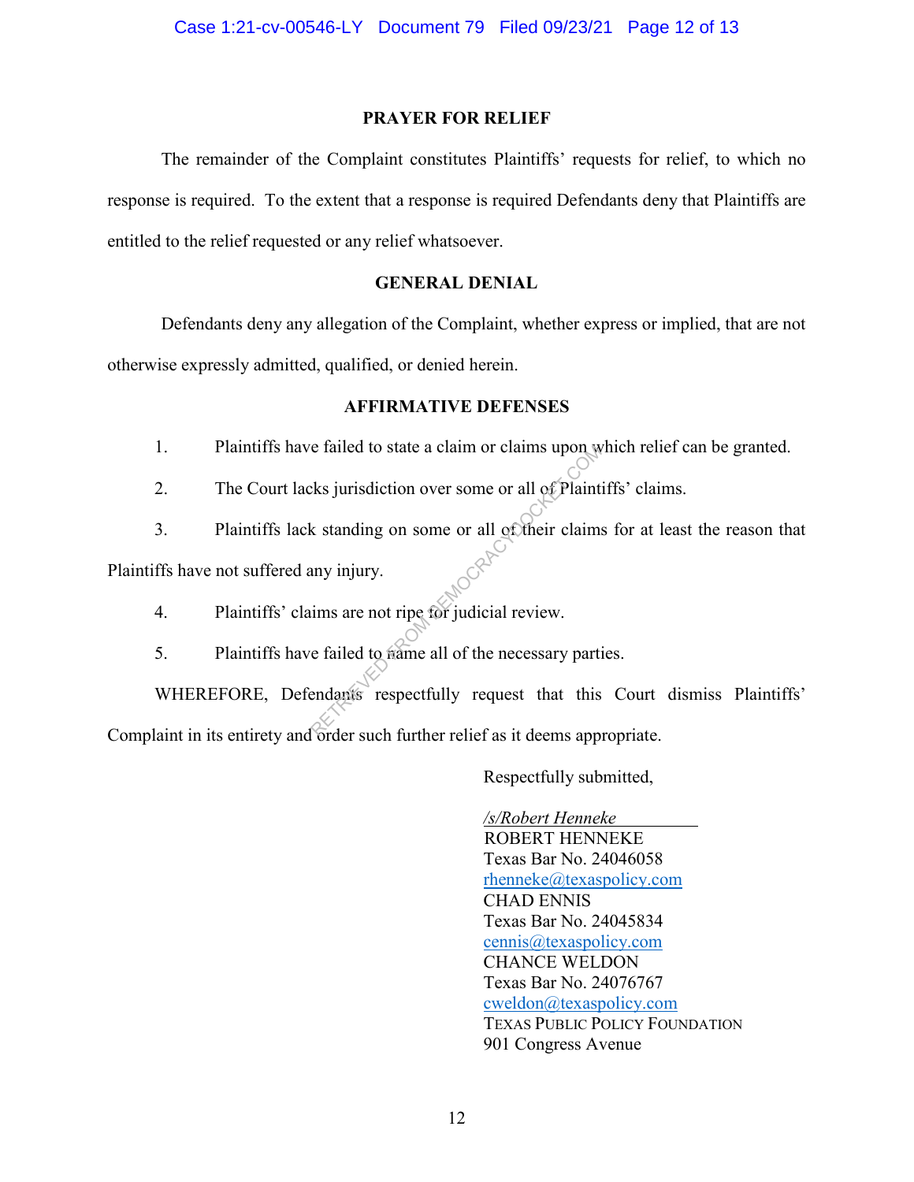## PRAYER FOR RELIEF

The remainder of the Complaint constitutes Plaintiffs' requests for relief, to which no response is required. To the extent that a response is required Defendants deny that Plaintiffs are entitled to the relief requested or any relief whatsoever.

## GENERAL DENIAL

Defendants deny any allegation of the Complaint, whether express or implied, that are not otherwise expressly admitted, qualified, or denied herein.

## AFFIRMATIVE DEFENSES

1. Plaintiffs have failed to state a claim or claims upon which relief can be granted.
2. The Court lacks jurisdiction over some or all of Plaintiffs' claims.
3. Plaintiffs lack standing on some or all of their claims for at least the reason that Plaintiffs have not suffered any injury.
4. Plaintiffs' claims are not ripe for judicial review.
5. Plaintiffs have failed to name all of the necessary parties.

WHEREFORE, Defendants respectfully request that this Court dismiss Plaintiffs' Complaint in its entirety and order such further relief as it deems appropriate.

Respectfully submitted,

*/s/Robert Henneke*
ROBERT HENNEKE
Texas Bar No. 24046058
rhenneke@texaspolicy.com
CHAD ENNIS
Texas Bar No. 24045834
cennis@texaspolicy.com
CHANCE WELDON
Texas Bar No. 24076767
cweldon@texaspolicy.com
TEXAS PUBLIC POLICY FOUNDATION
901 Congress Avenue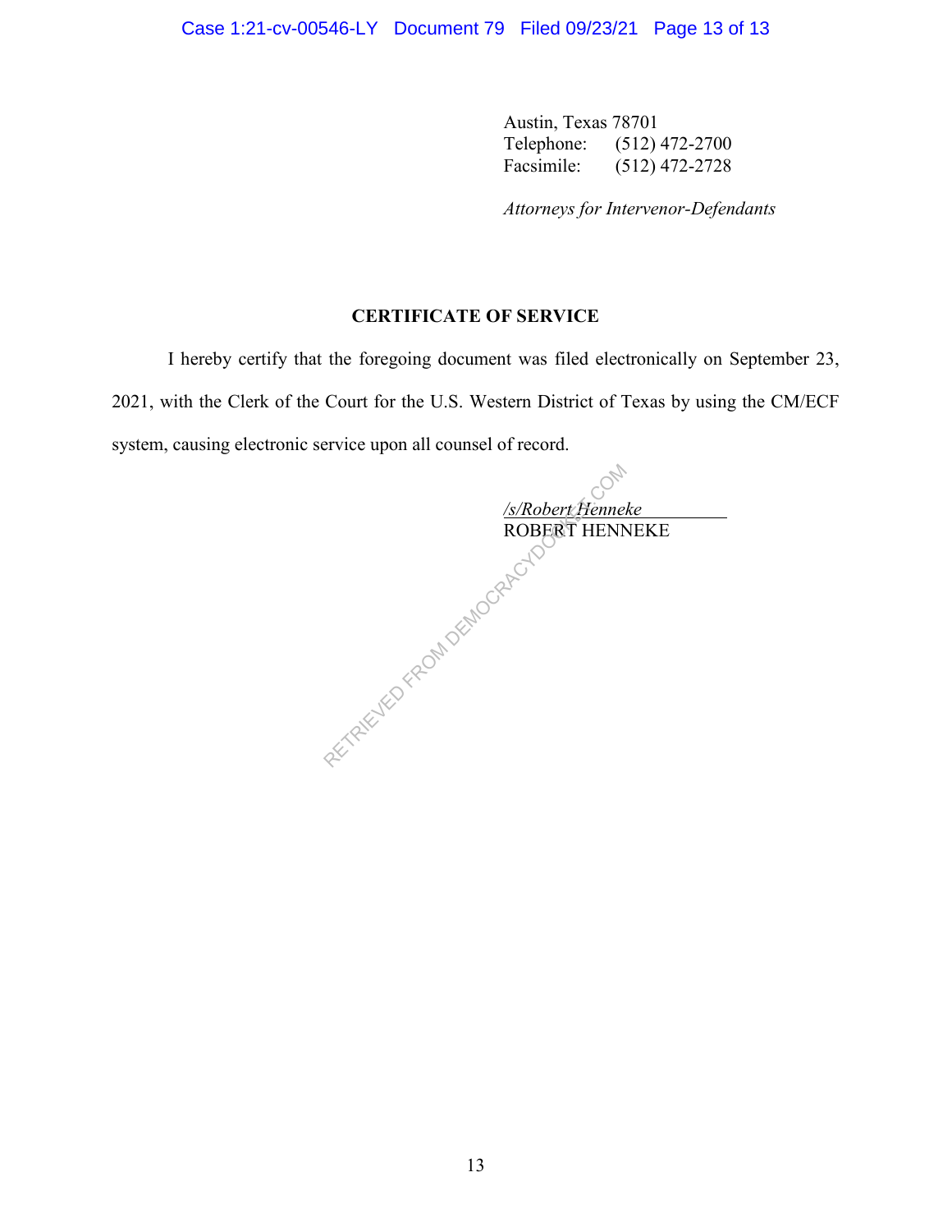Austin, Texas 78701
Telephone: (512) 472-2700
Facsimile: (512) 472-2728

*Attorneys for Intervenor-Defendants*

**CERTIFICATE OF SERVICE**

I hereby certify that the foregoing document was filed electronically on September 23, 2021, with the Clerk of the Court for the U.S. Western District of Texas by using the CM/ECF system, causing electronic service upon all counsel of record.

*/s/Robert Henneke*
ROBERT HENNEKE